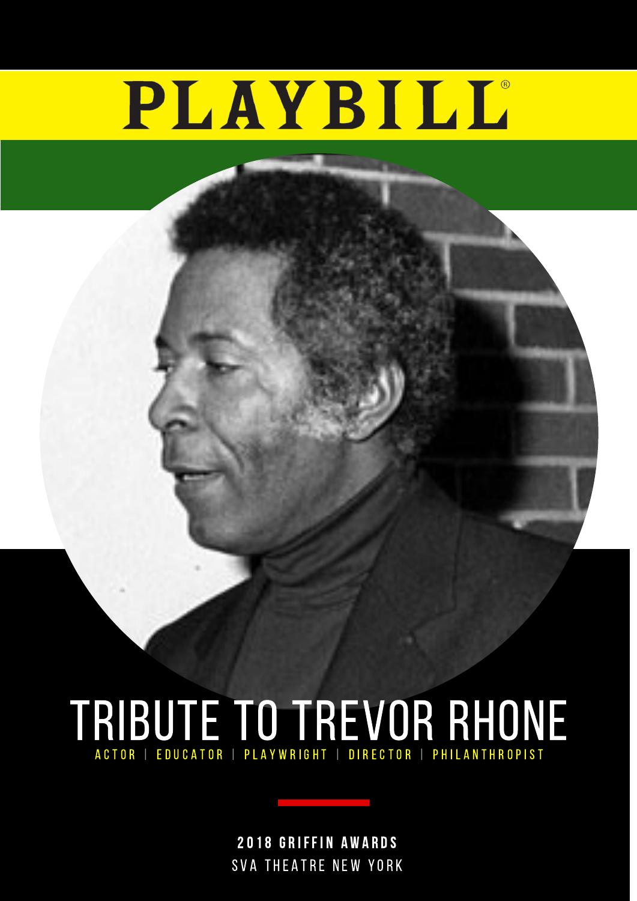# PLAYBILL®

# TRIBUTE TO TREVOR RHONE

ACTOR | EDUCATOR | PLAYWRIGHT | DIRECTOR | PHILANTHROPIST

**2018 GRIFFIN AWARDS**

SVA THEATRE NEW YORK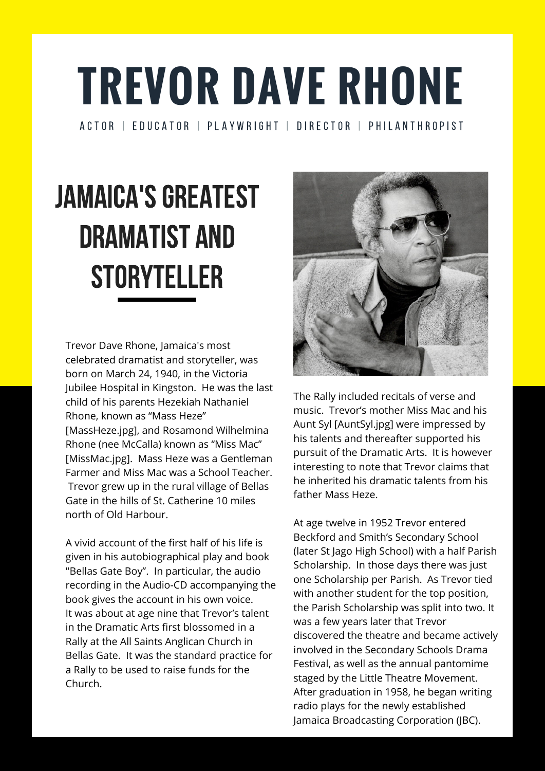# TREVOR DAVE RHONE

ACTOR | EDUCATOR | PLAYWRIGHT | DIRECTOR | PHILANTHROPIST

## JAMAICA'S GREATEST DRAMATIST AND STORYTELLER

Trevor Dave Rhone, Jamaica's most celebrated dramatist and storyteller, was born on March 24, 1940, in the Victoria Jubilee Hospital in Kingston. He was the last child of his parents Hezekiah Nathaniel Rhone, known as "Mass Heze" [MassHeze.jpg], and Rosamond Wilhelmina Rhone (nee McCalla) known as "Miss Mac" [MissMac.jpg]. Mass Heze was a Gentleman Farmer and Miss Mac was a School Teacher. Trevor grew up in the rural village of Bellas Gate in the hills of St. Catherine 10 miles north of Old Harbour.

A vivid account of the first half of his life is given in his autobiographical play and book "Bellas Gate Boy". In particular, the audio recording in the Audio-CD accompanying the book gives the account in his own voice. It was about at age nine that Trevor's talent in the Dramatic Arts first blossomed in a Rally at the All Saints Anglican Church in Bellas Gate. It was the standard practice for a Rally to be used to raise funds for the Church.

The Rally included recitals of verse and music. Trevor's mother Miss Mac and his Aunt Syl [AuntSyl.jpg] were impressed by his talents and thereafter supported his pursuit of the Dramatic Arts. It is however interesting to note that Trevor claims that he inherited his dramatic talents from his father Mass Heze.

At age twelve in 1952 Trevor entered Beckford and Smith's Secondary School (later St Jago High School) with a half Parish Scholarship. In those days there was just one Scholarship per Parish. As Trevor tied with another student for the top position, the Parish Scholarship was split into two. It was a few years later that Trevor discovered the theatre and became actively involved in the Secondary Schools Drama Festival, as well as the annual pantomime staged by the Little Theatre Movement. After graduation in 1958, he began writing radio plays for the newly established Jamaica Broadcasting Corporation (JBC).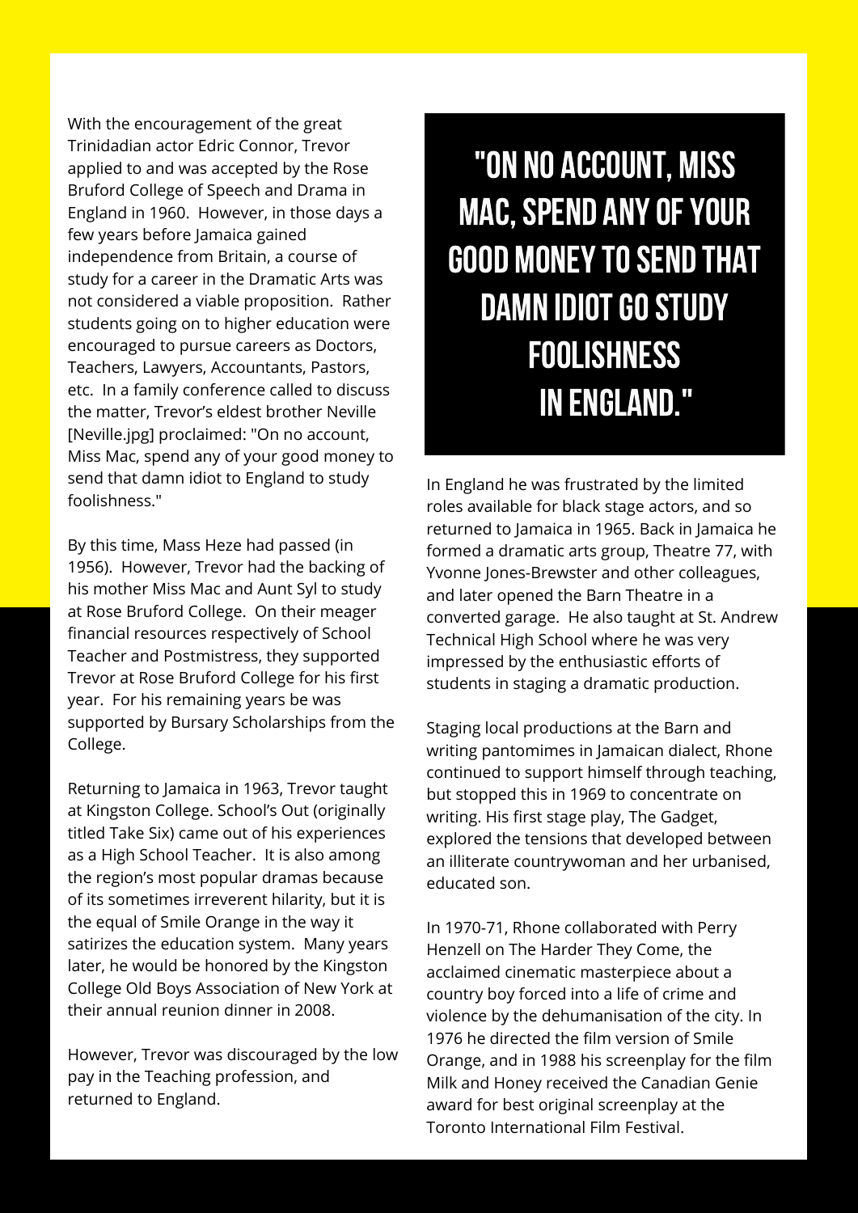With the encouragement of the great Trinidadian actor Edric Connor, Trevor applied to and was accepted by the Rose Bruford College of Speech and Drama in England in 1960. However, in those days a few years before Jamaica gained independence from Britain, a course of study for a career in the Dramatic Arts was not considered a viable proposition. Rather students going on to higher education were encouraged to pursue careers as Doctors, Teachers, Lawyers, Accountants, Pastors, etc. In a family conference called to discuss the matter, Trevor's eldest brother Neville [Neville.jpg] proclaimed: "On no account, Miss Mac, spend any of your good money to send that damn idiot to England to study foolishness."

By this time, Mass Heze had passed (in 1956). However, Trevor had the backing of his mother Miss Mac and Aunt Syl to study at Rose Bruford College. On their meager financial resources respectively of School Teacher and Postmistress, they supported Trevor at Rose Bruford College for his first year. For his remaining years be was supported by Bursary Scholarships from the College.

Returning to Jamaica in 1963, Trevor taught at Kingston College. School's Out (originally titled Take Six) came out of his experiences as a High School Teacher. It is also among the region's most popular dramas because of its sometimes irreverent hilarity, but it is the equal of Smile Orange in the way it satirizes the education system. Many years later, he would be honored by the Kingston College Old Boys Association of New York at their annual reunion dinner in 2008.

However, Trevor was discouraged by the low pay in the Teaching profession, and returned to England.

## "ON NO ACCOUNT, MISS MAC, SPEND ANY OF YOUR GOOD MONEY TO SEND THAT DAMN IDIOT GO STUDY FOOLISHNESS IN ENGLAND."

In England he was frustrated by the limited roles available for black stage actors, and so returned to Jamaica in 1965. Back in Jamaica he formed a dramatic arts group, Theatre 77, with Yvonne Jones-Brewster and other colleagues, and later opened the Barn Theatre in a converted garage. He also taught at St. Andrew Technical High School where he was very impressed by the enthusiastic efforts of students in staging a dramatic production.

Staging local productions at the Barn and writing pantomimes in Jamaican dialect, Rhone continued to support himself through teaching, but stopped this in 1969 to concentrate on writing. His first stage play, The Gadget, explored the tensions that developed between an illiterate countrywoman and her urbanised, educated son.

In 1970-71, Rhone collaborated with Perry Henzell on The Harder They Come, the acclaimed cinematic masterpiece about a country boy forced into a life of crime and violence by the dehumanisation of the city. In 1976 he directed the film version of Smile Orange, and in 1988 his screenplay for the film Milk and Honey received the Canadian Genie award for best original screenplay at the Toronto International Film Festival.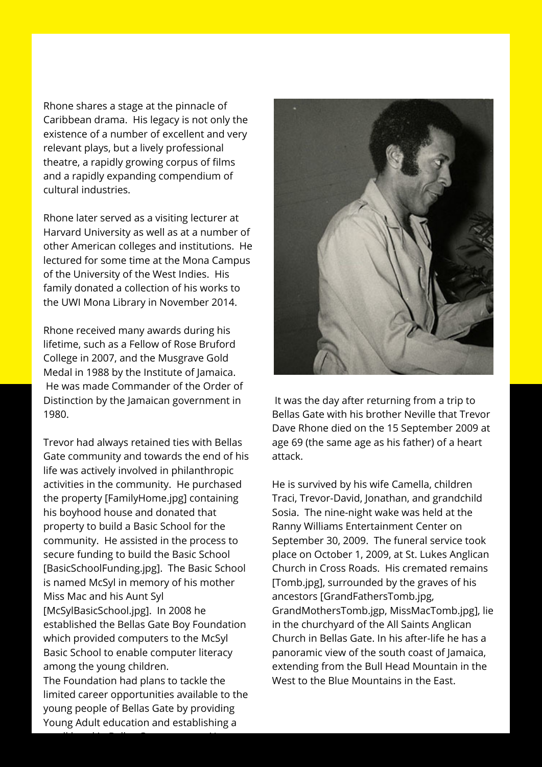Rhone shares a stage at the pinnacle of Caribbean drama. His legacy is not only the existence of a number of excellent and very relevant plays, but a lively professional theatre, a rapidly growing corpus of films and a rapidly expanding compendium of cultural industries.

Rhone later served as a visiting lecturer at Harvard University as well as at a number of other American colleges and institutions. He lectured for some time at the Mona Campus of the University of the West Indies. His family donated a collection of his works to the UWI Mona Library in November 2014.

Rhone received many awards during his lifetime, such as a Fellow of Rose Bruford College in 2007, and the Musgrave Gold Medal in 1988 by the Institute of Jamaica. He was made Commander of the Order of Distinction by the Jamaican government in 1980.

Trevor had always retained ties with Bellas Gate community and towards the end of his life was actively involved in philanthropic activities in the community. He purchased the property [FamilyHome.jpg] containing his boyhood house and donated that property to build a Basic School for the community. He assisted in the process to secure funding to build the Basic School [BasicSchoolFunding.jpg]. The Basic School is named McSyl in memory of his mother Miss Mac and his Aunt Syl [McSylBasicSchool.jpg]. In 2008 he established the Bellas Gate Boy Foundation which provided computers to the McSyl Basic School to enable computer literacy among the young children.
The Foundation had plans to tackle the limited career opportunities available to the young people of Bellas Gate by providing Young Adult education and establishing a

It was the day after returning from a trip to Bellas Gate with his brother Neville that Trevor Dave Rhone died on the 15 September 2009 at age 69 (the same age as his father) of a heart attack.

He is survived by his wife Camella, children Traci, Trevor-David, Jonathan, and grandchild Sosia. The nine-night wake was held at the Ranny Williams Entertainment Center on September 30, 2009. The funeral service took place on October 1, 2009, at St. Lukes Anglican Church in Cross Roads. His cremated remains [Tomb.jpg], surrounded by the graves of his ancestors [GrandFathersTomb.jpg, GrandMothersTomb.jgp, MissMacTomb.jpg], lie in the churchyard of the All Saints Anglican Church in Bellas Gate. In his after-life he has a panoramic view of the south coast of Jamaica, extending from the Bull Head Mountain in the West to the Blue Mountains in the East.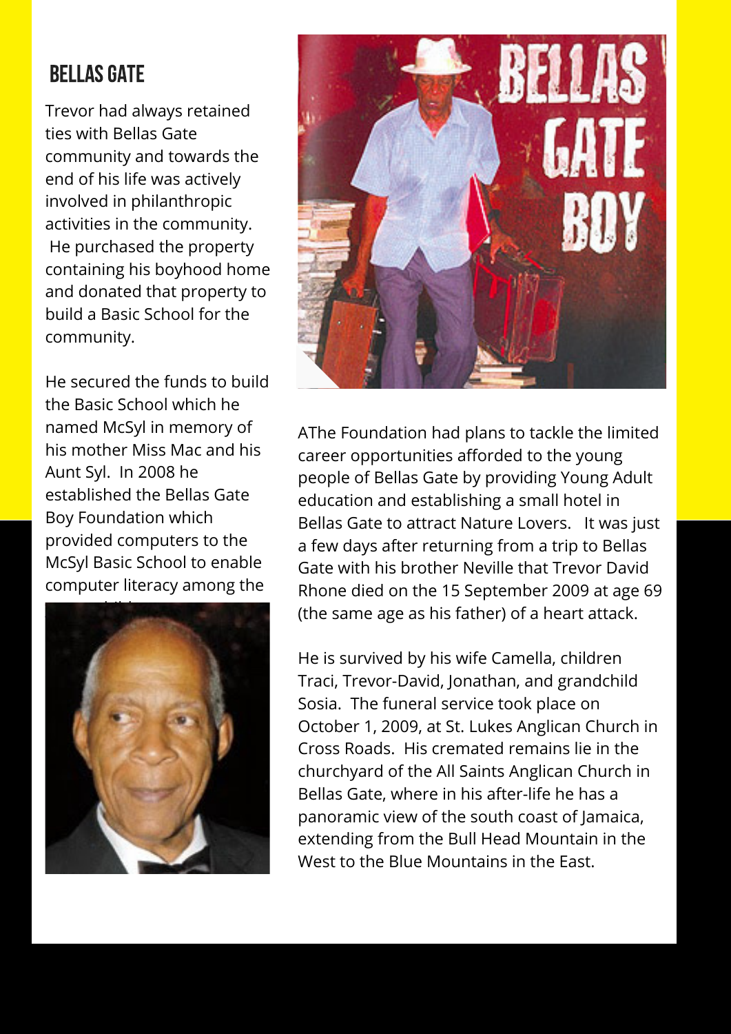# BELLAS GATE

Trevor had always retained ties with Bellas Gate community and towards the end of his life was actively involved in philanthropic activities in the community. He purchased the property containing his boyhood home and donated that property to build a Basic School for the community.

He secured the funds to build the Basic School which he named McSyl in memory of his mother Miss Mac and his Aunt Syl. In 2008 he established the Bellas Gate Boy Foundation which provided computers to the McSyl Basic School to enable computer literacy among the young children.

AThe Foundation had plans to tackle the limited career opportunities afforded to the young people of Bellas Gate by providing Young Adult education and establishing a small hotel in Bellas Gate to attract Nature Lovers. It was just a few days after returning from a trip to Bellas Gate with his brother Neville that Trevor David Rhone died on the 15 September 2009 at age 69 (the same age as his father) of a heart attack.

He is survived by his wife Camella, children Traci, Trevor-David, Jonathan, and grandchild Sosia. The funeral service took place on October 1, 2009, at St. Lukes Anglican Church in Cross Roads. His cremated remains lie in the churchyard of the All Saints Anglican Church in Bellas Gate, where in his after-life he has a panoramic view of the south coast of Jamaica, extending from the Bull Head Mountain in the West to the Blue Mountains in the East.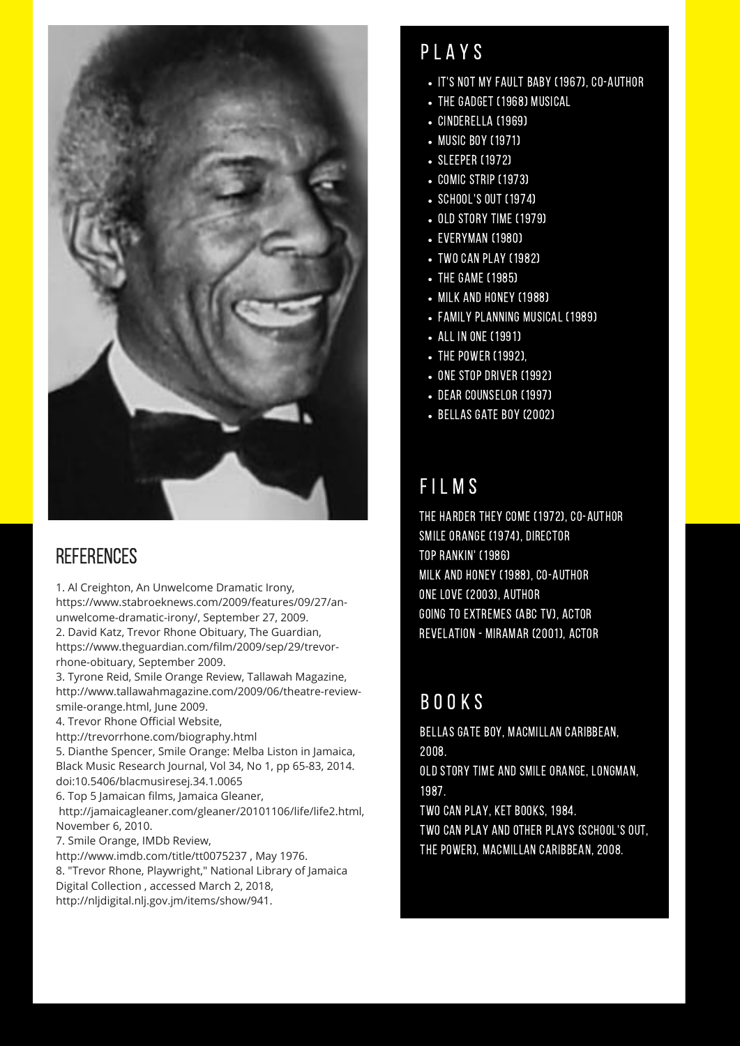## REFERENCES

1. Al Creighton, An Unwelcome Dramatic Irony, https://www.stabroeknews.com/2009/features/09/27/an-unwelcome-dramatic-irony/, September 27, 2009.
2. David Katz, Trevor Rhone Obituary, The Guardian, https://www.theguardian.com/film/2009/sep/29/trevor-rhone-obituary, September 2009.
3. Tyrone Reid, Smile Orange Review, Tallawah Magazine, http://www.tallawahmagazine.com/2009/06/theatre-review-smile-orange.html, June 2009.
4. Trevor Rhone Official Website, http://trevorrhone.com/biography.html
5. Dianthe Spencer, Smile Orange: Melba Liston in Jamaica, Black Music Research Journal, Vol 34, No 1, pp 65-83, 2014. doi:10.5406/blacmusiresej.34.1.0065
6. Top 5 Jamaican films, Jamaica Gleaner, http://jamaicagleaner.com/gleaner/20101106/life/life2.html, November 6, 2010.
7. Smile Orange, IMDb Review, http://www.imdb.com/title/tt0075237 , May 1976.
8. "Trevor Rhone, Playwright," National Library of Jamaica Digital Collection , accessed March 2, 2018, http://nljdigital.nlj.gov.jm/items/show/941.

## PLAYS

- IT'S NOT MY FAULT BABY (1967), CO-AUTHOR
- THE GADGET (1968) MUSICAL
- CINDERELLA (1969)
- MUSIC BOY (1971)
- SLEEPER (1972)
- COMIC STRIP (1973)
- SCHOOL'S OUT (1974)
- OLD STORY TIME (1979)
- EVERYMAN (1980)
- TWO CAN PLAY (1982)
- THE GAME (1985)
- MILK AND HONEY (1988)
- FAMILY PLANNING MUSICAL (1989)
- ALL IN ONE (1991)
- THE POWER (1992),
- ONE STOP DRIVER (1992)
- DEAR COUNSELOR (1997)
- BELLAS GATE BOY (2002)

## FILMS

THE HARDER THEY COME (1972), CO-AUTHOR
SMILE ORANGE (1974), DIRECTOR
TOP RANKIN' (1986)
MILK AND HONEY (1988), CO-AUTHOR
ONE LOVE (2003), AUTHOR
GOING TO EXTREMES (ABC TV), ACTOR
REVELATION - MIRAMAR (2001), ACTOR

## BOOKS

BELLAS GATE BOY, MACMILLAN CARIBBEAN, 2008.
OLD STORY TIME AND SMILE ORANGE, LONGMAN, 1987.
TWO CAN PLAY, KET BOOKS, 1984.
TWO CAN PLAY AND OTHER PLAYS (SCHOOL'S OUT, THE POWER), MACMILLAN CARIBBEAN, 2008.